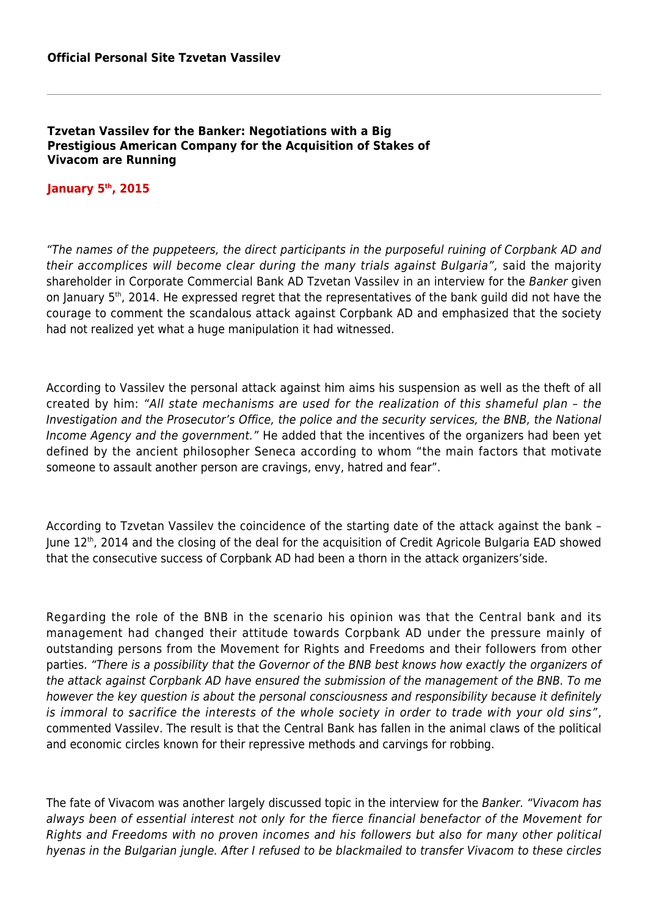**Official Personal Site Tzvetan Vassilev**

---

# Tzvetan Vassilev for the Banker: Negotiations with a Big Prestigious American Company for the Acquisition of Stakes of Vivacom are Running

**January 5th, 2015**

*"The names of the puppeteers, the direct participants in the purposeful ruining of Corpbank AD and their accomplices will become clear during the many trials against Bulgaria",* said the majority shareholder in Corporate Commercial Bank AD Tzvetan Vassilev in an interview for the *Banker* given on January 5th, 2014. He expressed regret that the representatives of the bank guild did not have the courage to comment the scandalous attack against Corpbank AD and emphasized that the society had not realized yet what a huge manipulation it had witnessed.

According to Vassilev the personal attack against him aims his suspension as well as the theft of all created by him: *"All state mechanisms are used for the realization of this shameful plan – the Investigation and the Prosecutor's Office, the police and the security services, the BNB, the National Income Agency and the government."* He added that the incentives of the organizers had been yet defined by the ancient philosopher Seneca according to whom "the main factors that motivate someone to assault another person are cravings, envy, hatred and fear".

According to Tzvetan Vassilev the coincidence of the starting date of the attack against the bank – June 12th, 2014 and the closing of the deal for the acquisition of Credit Agricole Bulgaria EAD showed that the consecutive success of Corpbank AD had been a thorn in the attack organizers'side.

Regarding the role of the BNB in the scenario his opinion was that the Central bank and its management had changed their attitude towards Corpbank AD under the pressure mainly of outstanding persons from the Movement for Rights and Freedoms and their followers from other parties. *"There is a possibility that the Governor of the BNB best knows how exactly the organizers of the attack against Corpbank AD have ensured the submission of the management of the BNB. To me however the key question is about the personal consciousness and responsibility because it definitely is immoral to sacrifice the interests of the whole society in order to trade with your old sins"*, commented Vassilev. The result is that the Central Bank has fallen in the animal claws of the political and economic circles known for their repressive methods and carvings for robbing.

The fate of Vivacom was another largely discussed topic in the interview for the *Banker*. *"Vivacom has always been of essential interest not only for the fierce financial benefactor of the Movement for Rights and Freedoms with no proven incomes and his followers but also for many other political hyenas in the Bulgarian jungle. After I refused to be blackmailed to transfer Vivacom to these circles*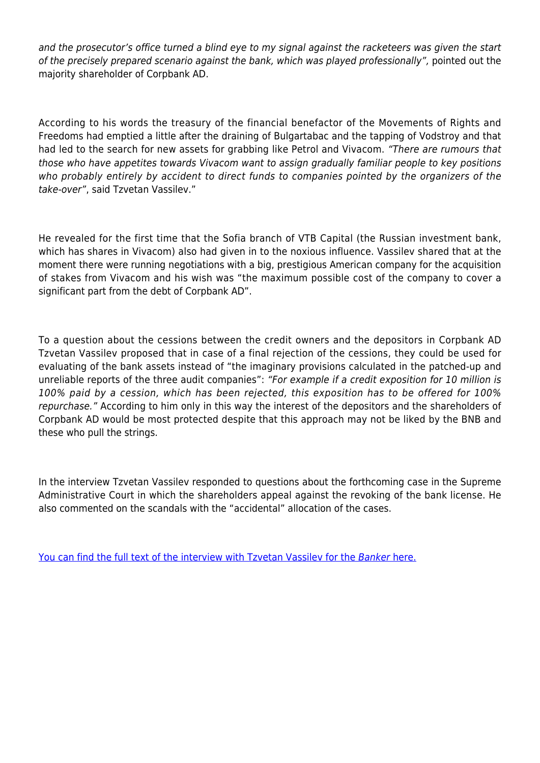*and the prosecutor's office turned a blind eye to my signal against the racketeers was given the start of the precisely prepared scenario against the bank, which was played professionally",* pointed out the majority shareholder of Corpbank AD.

According to his words the treasury of the financial benefactor of the Movements of Rights and Freedoms had emptied a little after the draining of Bulgartabac and the tapping of Vodstroy and that had led to the search for new assets for grabbing like Petrol and Vivacom. *"There are rumours that those who have appetites towards Vivacom want to assign gradually familiar people to key positions who probably entirely by accident to direct funds to companies pointed by the organizers of the take-over"*, said Tzvetan Vassilev."

He revealed for the first time that the Sofia branch of VTB Capital (the Russian investment bank, which has shares in Vivacom) also had given in to the noxious influence. Vassilev shared that at the moment there were running negotiations with a big, prestigious American company for the acquisition of stakes from Vivacom and his wish was "the maximum possible cost of the company to cover a significant part from the debt of Corpbank AD".

To a question about the cessions between the credit owners and the depositors in Corpbank AD Tzvetan Vassilev proposed that in case of a final rejection of the cessions, they could be used for evaluating of the bank assets instead of "the imaginary provisions calculated in the patched-up and unreliable reports of the three audit companies": *"For example if a credit exposition for 10 million is 100% paid by a cession, which has been rejected, this exposition has to be offered for 100% repurchase."* According to him only in this way the interest of the depositors and the shareholders of Corpbank AD would be most protected despite that this approach may not be liked by the BNB and these who pull the strings.

In the interview Tzvetan Vassilev responded to questions about the forthcoming case in the Supreme Administrative Court in which the shareholders appeal against the revoking of the bank license. He also commented on the scandals with the "accidental" allocation of the cases.

You can find the full text of the interview with Tzvetan Vassilev for the *Banker* here.